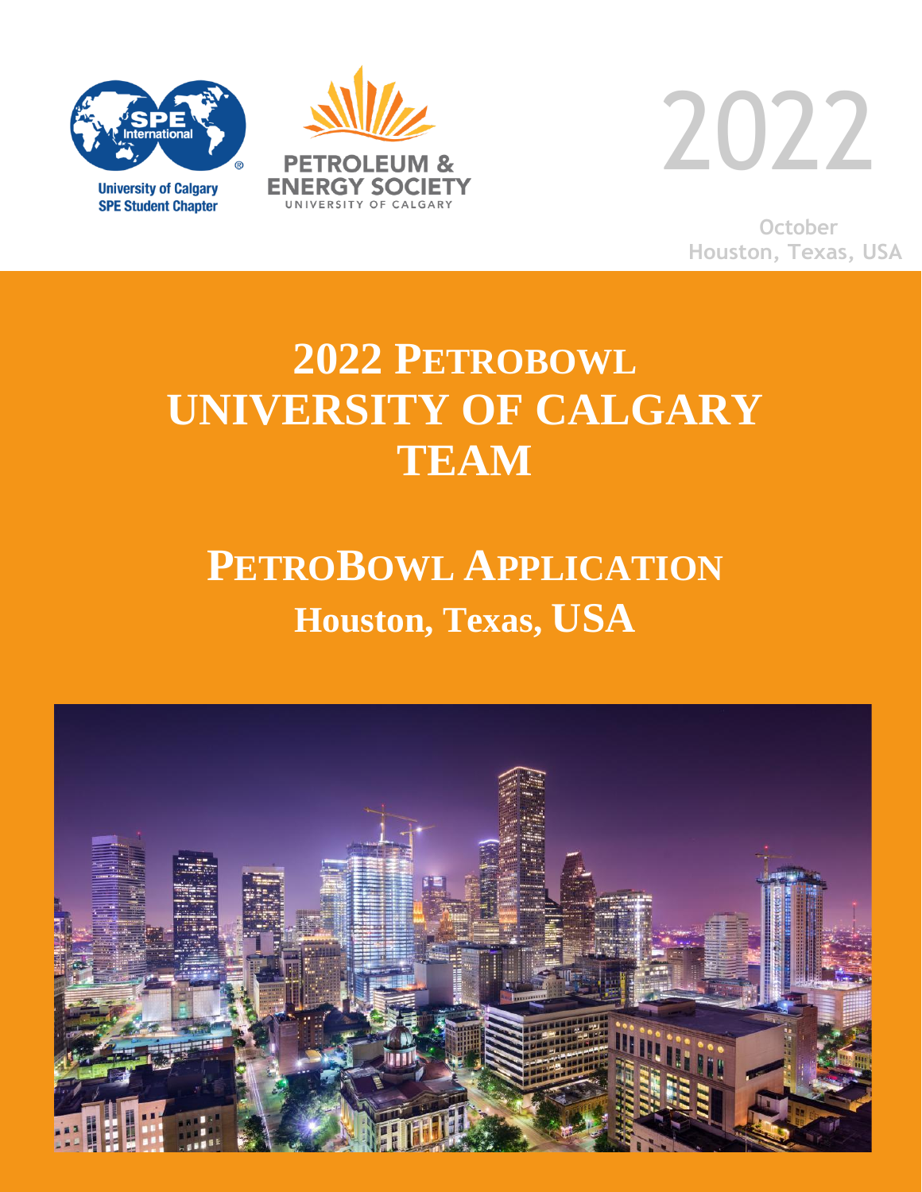University of Calgary
SPE Student Chapter

PETROLEUM & ENERGY SOCIETY
UNIVERSITY OF CALGARY

2022

October
Houston, Texas, USA

# 2022 PETROBOWL UNIVERSITY OF CALGARY TEAM

## PETROBOWL APPLICATION

## Houston, Texas, USA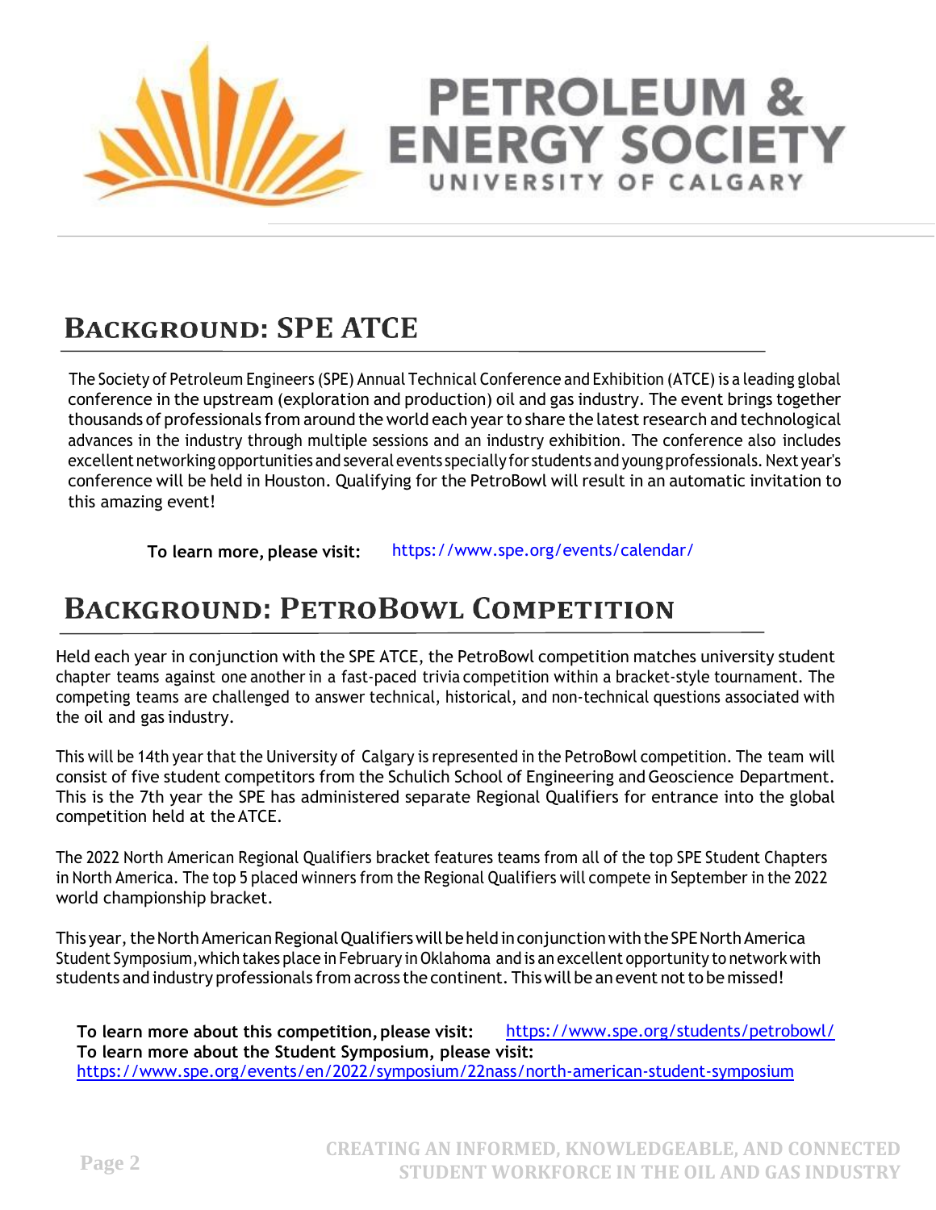## Background: SPE ATCE

The Society of Petroleum Engineers (SPE) Annual Technical Conference and Exhibition (ATCE) is a leading global conference in the upstream (exploration and production) oil and gas industry. The event brings together thousands of professionals from around the world each year to share the latest research and technological advances in the industry through multiple sessions and an industry exhibition. The conference also includes excellent networking opportunities and several events specially for students and young professionals. Next year's conference will be held in Houston. Qualifying for the PetroBowl will result in an automatic invitation to this amazing event!

**To learn more, please visit:** https://www.spe.org/events/calendar/

## Background: PetroBowl Competition

Held each year in conjunction with the SPE ATCE, the PetroBowl competition matches university student chapter teams against one another in a fast-paced trivia competition within a bracket-style tournament. The competing teams are challenged to answer technical, historical, and non-technical questions associated with the oil and gas industry.

This will be 14th year that the University of Calgary is represented in the PetroBowl competition. The team will consist of five student competitors from the Schulich School of Engineering and Geoscience Department. This is the 7th year the SPE has administered separate Regional Qualifiers for entrance into the global competition held at the ATCE.

The 2022 North American Regional Qualifiers bracket features teams from all of the top SPE Student Chapters in North America. The top 5 placed winners from the Regional Qualifiers will compete in September in the 2022 world championship bracket.

This year, the North American Regional Qualifiers will be held in conjunction with the SPE North America Student Symposium, which takes place in February in Oklahoma and is an excellent opportunity to network with students and industry professionals from across the continent. This will be an event not to be missed!

**To learn more about this competition, please visit:** https://www.spe.org/students/petrobowl/
**To learn more about the Student Symposium, please visit:**
https://www.spe.org/events/en/2022/symposium/22nass/north-american-student-symposium

CREATING AN INFORMED, KNOWLEDGEABLE, AND CONNECTED STUDENT WORKFORCE IN THE OIL AND GAS INDUSTRY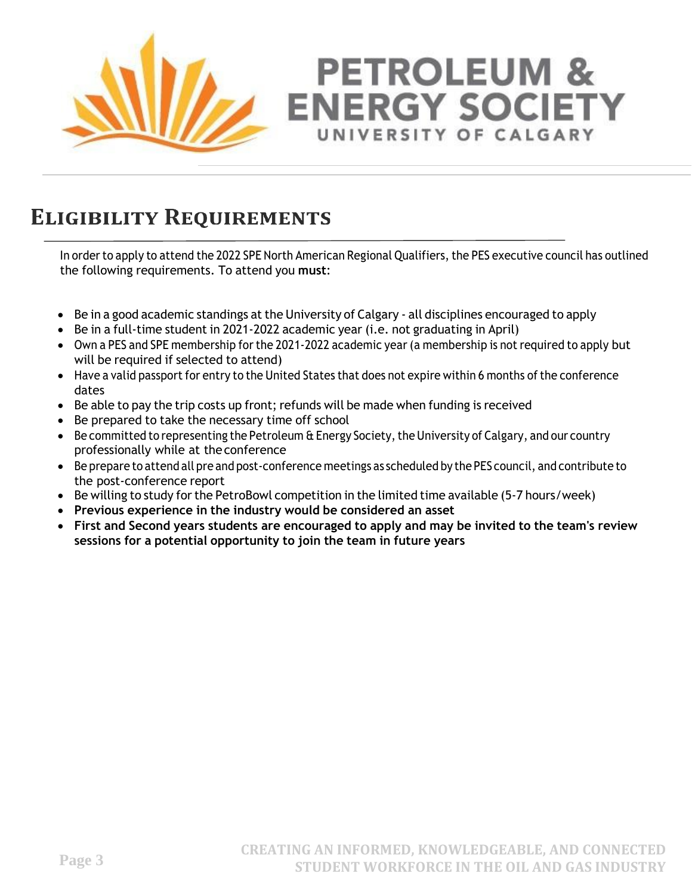# Eligibility Requirements

In order to apply to attend the 2022 SPE North American Regional Qualifiers, the PES executive council has outlined the following requirements. To attend you **must**:

- Be in a good academic standings at the University of Calgary - all disciplines encouraged to apply
- Be in a full-time student in 2021-2022 academic year (i.e. not graduating in April)
- Own a PES and SPE membership for the 2021-2022 academic year (a membership is not required to apply but will be required if selected to attend)
- Have a valid passport for entry to the United States that does not expire within 6 months of the conference dates
- Be able to pay the trip costs up front; refunds will be made when funding is received
- Be prepared to take the necessary time off school
- Be committed to representing the Petroleum & Energy Society, the University of Calgary, and our country professionally while at the conference
- Be prepare to attend all pre and post-conference meetings as scheduled by the PES council, and contribute to the post-conference report
- Be willing to study for the PetroBowl competition in the limited time available (5-7 hours/week)
- **Previous experience in the industry would be considered an asset**
- **First and Second years students are encouraged to apply and may be invited to the team's review sessions for a potential opportunity to join the team in future years**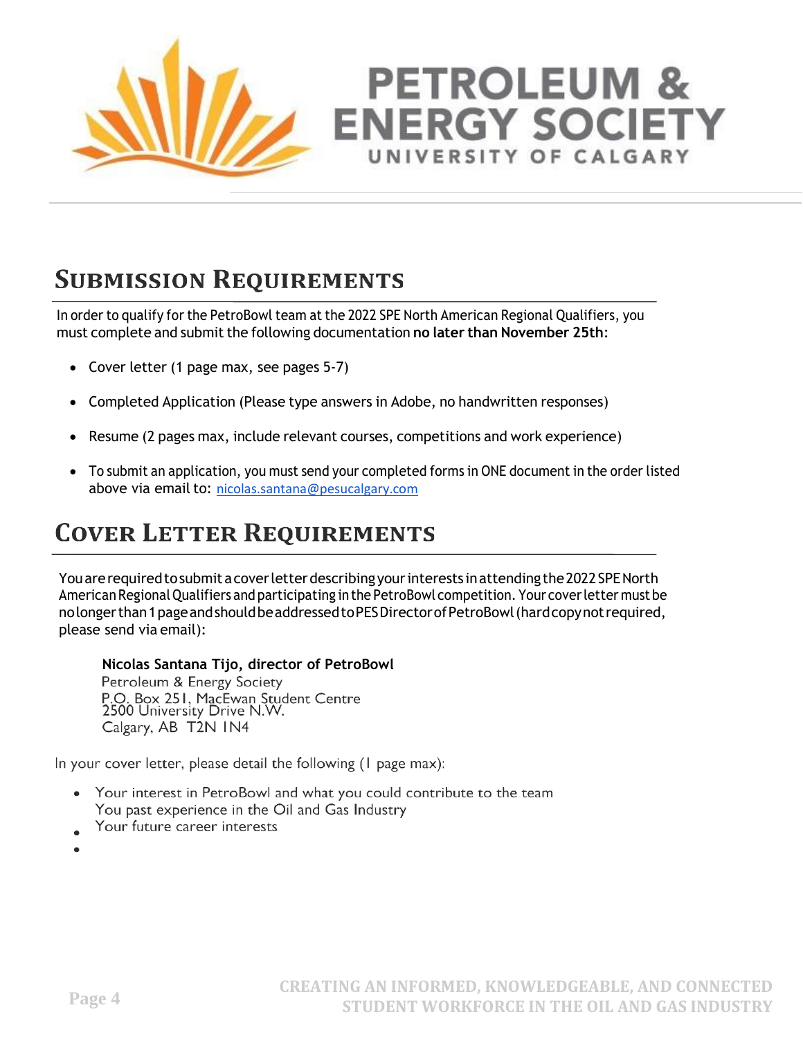# PETROLEUM & ENERGY SOCIETY
UNIVERSITY OF CALGARY

## Submission Requirements

In order to qualify for the PetroBowl team at the 2022 SPE North American Regional Qualifiers, you must complete and submit the following documentation **no later than November 25th**:

- Cover letter (1 page max, see pages 5-7)
- Completed Application (Please type answers in Adobe, no handwritten responses)
- Resume (2 pages max, include relevant courses, competitions and work experience)
- To submit an application, you must send your completed forms in ONE document in the order listed above via email to: nicolas.santana@pesucalgary.com

## Cover Letter Requirements

You are required to submit a cover letter describing your interests in attending the 2022 SPE North American Regional Qualifiers and participating in the PetroBowl competition. Your cover letter must be no longer than 1 page and should be addressed to PES Director of PetroBowl (hard copy not required, please send via email):

**Nicolas Santana Tijo, director of PetroBowl**
Petroleum & Energy Society
P.O. Box 251, MacEwan Student Centre
2500 University Drive N.W.
Calgary, AB T2N 1N4

In your cover letter, please detail the following (1 page max):

- Your interest in PetroBowl and what you could contribute to the team
- You past experience in the Oil and Gas Industry
- Your future career interests

CREATING AN INFORMED, KNOWLEDGEABLE, AND CONNECTED STUDENT WORKFORCE IN THE OIL AND GAS INDUSTRY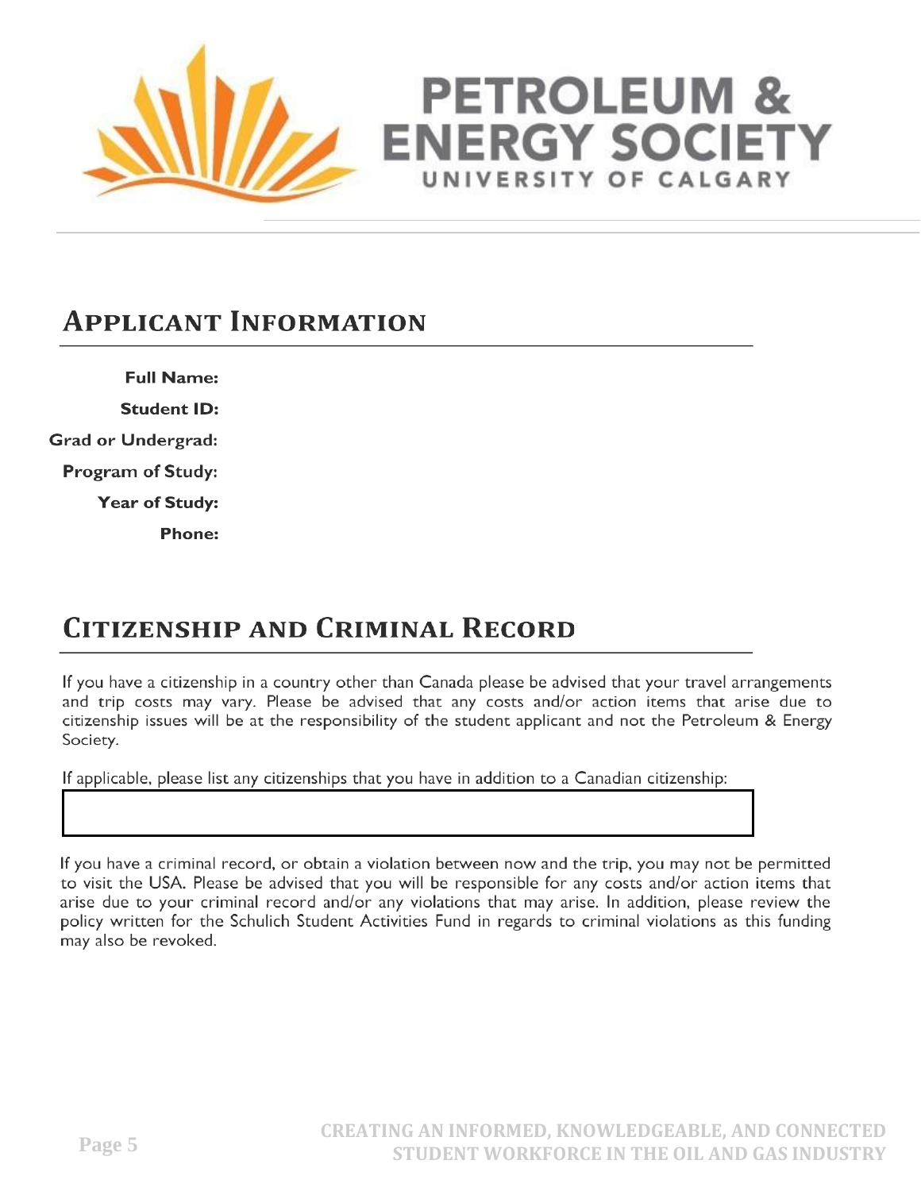# PETROLEUM & ENERGY SOCIETY

UNIVERSITY OF CALGARY

## Applicant Information

**Full Name:**

**Student ID:**

**Grad or Undergrad:**

**Program of Study:**

**Year of Study:**

**Phone:**

## Citizenship and Criminal Record

If you have a citizenship in a country other than Canada please be advised that your travel arrangements and trip costs may vary. Please be advised that any costs and/or action items that arise due to citizenship issues will be at the responsibility of the student applicant and not the Petroleum & Energy Society.

If applicable, please list any citizenships that you have in addition to a Canadian citizenship:

| |
|---|
| |

If you have a criminal record, or obtain a violation between now and the trip, you may not be permitted to visit the USA. Please be advised that you will be responsible for any costs and/or action items that arise due to your criminal record and/or any violations that may arise. In addition, please review the policy written for the Schulich Student Activities Fund in regards to criminal violations as this funding may also be revoked.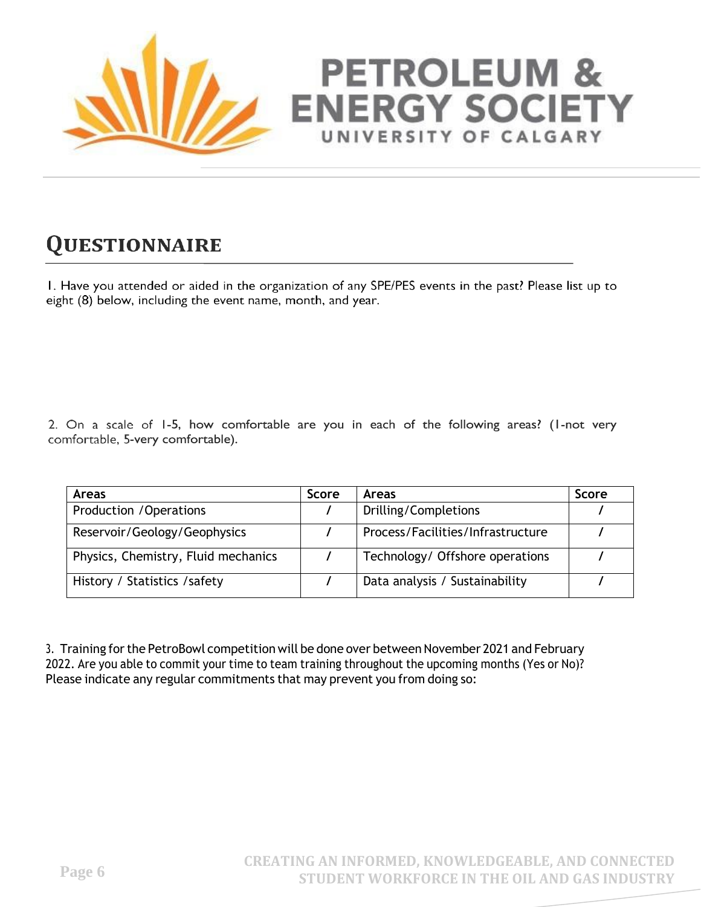# Questionnaire

1. Have you attended or aided in the organization of any SPE/PES events in the past? Please list up to eight (8) below, including the event name, month, and year.

2. On a scale of 1-5, how comfortable are you in each of the following areas? (1-not very comfortable, 5-very comfortable).

| Areas | Score | Areas | Score |
|---|---|---|---|
| Production /Operations | / | Drilling/Completions | / |
| Reservoir/Geology/Geophysics | / | Process/Facilities/Infrastructure | / |
| Physics, Chemistry, Fluid mechanics | / | Technology/ Offshore operations | / |
| History / Statistics /safety | / | Data analysis / Sustainability | / |

3. Training for the PetroBowl competition will be done over between November 2021 and February 2022. Are you able to commit your time to team training throughout the upcoming months (Yes or No)? Please indicate any regular commitments that may prevent you from doing so: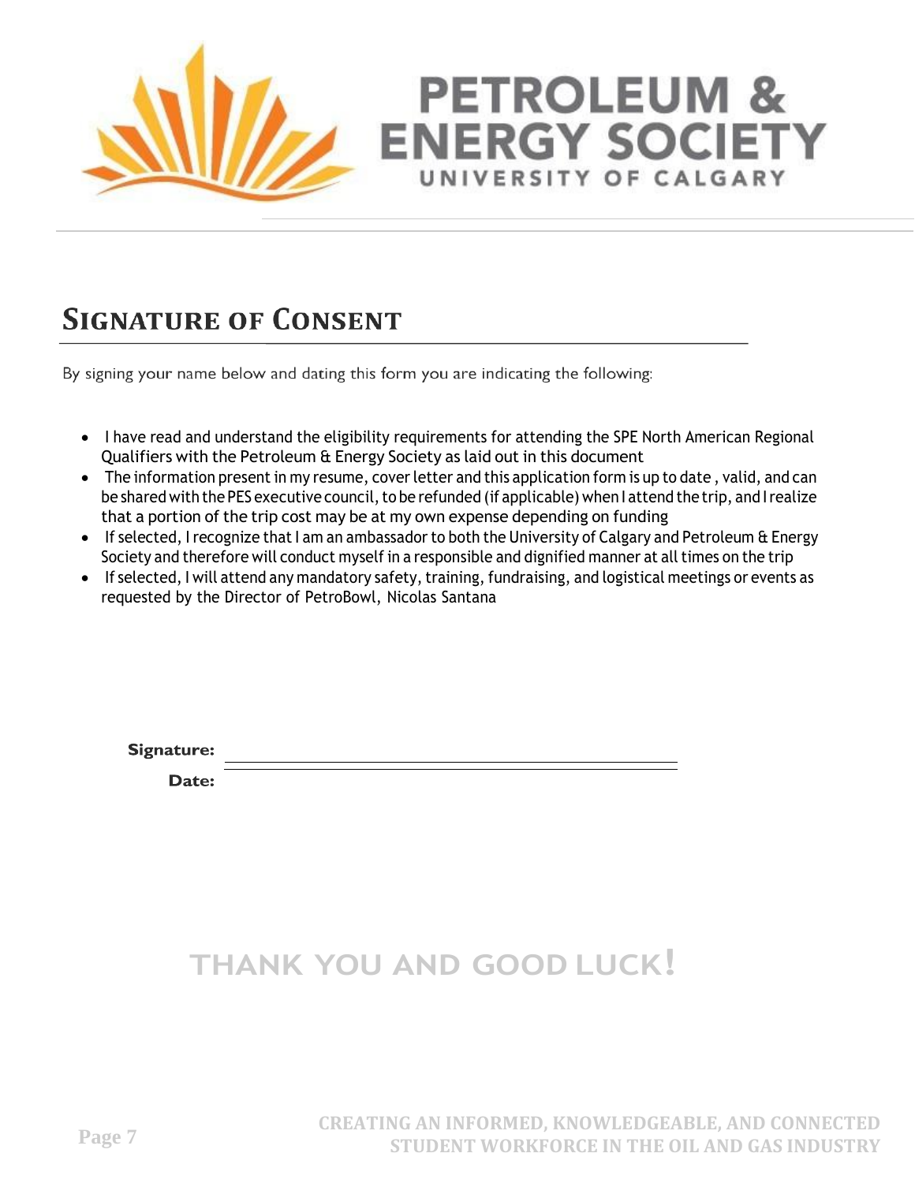# PETROLEUM & ENERGY SOCIETY

UNIVERSITY OF CALGARY

## Signature of Consent

By signing your name below and dating this form you are indicating the following:

- I have read and understand the eligibility requirements for attending the SPE North American Regional Qualifiers with the Petroleum & Energy Society as laid out in this document
- The information present in my resume, cover letter and this application form is up to date , valid, and can be shared with the PES executive council, to be refunded (if applicable) when I attend the trip, and I realize that a portion of the trip cost may be at my own expense depending on funding
- If selected, I recognize that I am an ambassador to both the University of Calgary and Petroleum & Energy Society and therefore will conduct myself in a responsible and dignified manner at all times on the trip
- If selected, I will attend any mandatory safety, training, fundraising, and logistical meetings or events as requested by the Director of PetroBowl, Nicolas Santana

**Signature:** ______________________________

**Date:** ______________________________

## THANK YOU AND GOOD LUCK!

CREATING AN INFORMED, KNOWLEDGEABLE, AND CONNECTED STUDENT WORKFORCE IN THE OIL AND GAS INDUSTRY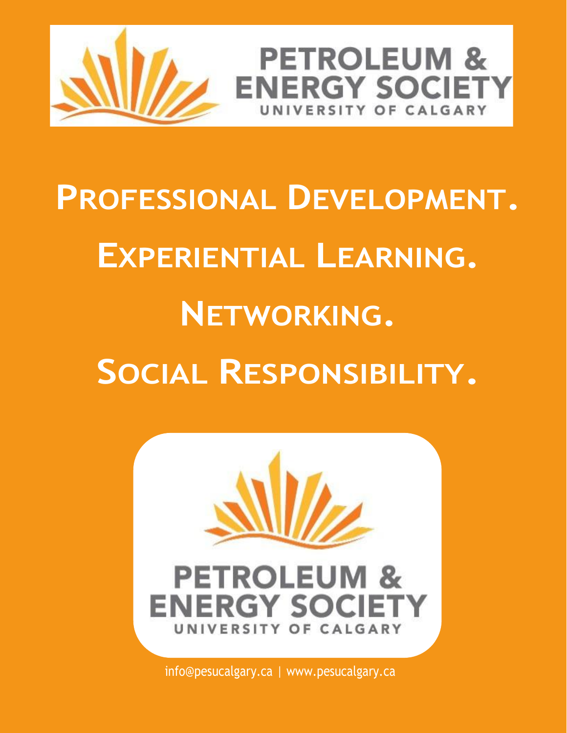PETROLEUM & ENERGY SOCIETY
UNIVERSITY OF CALGARY

# Professional Development.

# Experiential Learning.

# Networking.

# Social Responsibility.

PETROLEUM & ENERGY SOCIETY
UNIVERSITY OF CALGARY

info@pesucalgary.ca | www.pesucalgary.ca